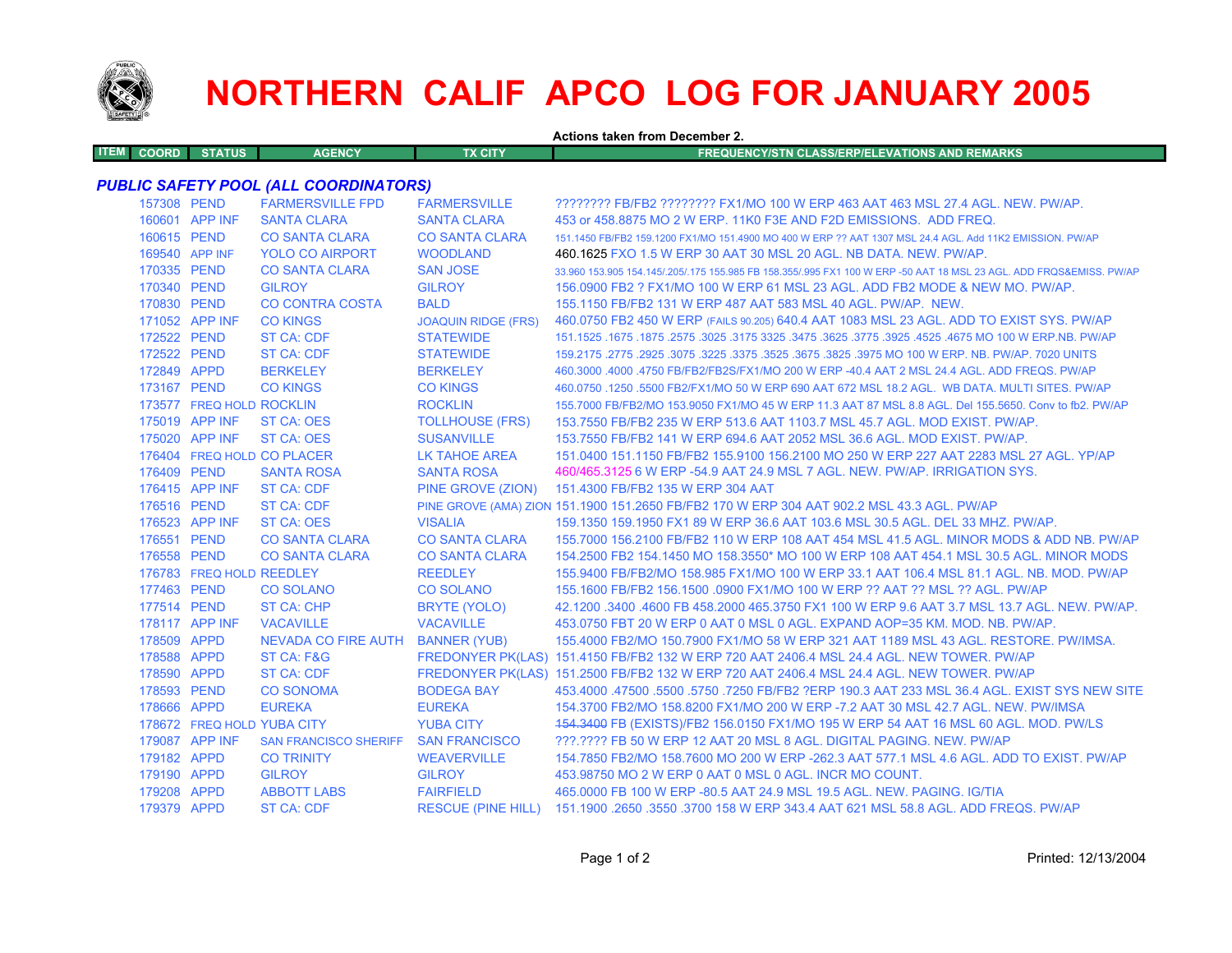# NORTHERN CALIF APCO LOG FOR JANUARY 2005

**Actions taken from December 2.**

| ITEM | COORD | STATUS | AGENCY | TX CITY | FREQUENCY/STN CLASS/ERP/ELEVATIONS AND REMARKS |
|---|---|---|---|---|---|
| ***PUBLIC SAFETY POOL (ALL COORDINATORS)*** | | | | | |
| | 157308 | PEND | FARMERSVILLE FPD | FARMERSVILLE | ???????? FB/FB2 ???????? FX1/MO 100 W ERP 463 AAT 463 MSL 27.4 AGL. NEW. PW/AP. |
| | 160601 | APP INF | SANTA CLARA | SANTA CLARA | 453 or 458.8875 MO 2 W ERP. 11K0 F3E AND F2D EMISSIONS. ADD FREQ. |
| | 160615 | PEND | CO SANTA CLARA | CO SANTA CLARA | 151.1450 FB/FB2 159.1200 FX1/MO 151.4900 MO 400 W ERP ?? AAT 1307 MSL 24.4 AGL. Add 11K2 EMISSION. PW/AP |
| | 169540 | APP INF | YOLO CO AIRPORT | WOODLAND | 460.1625 FXO 1.5 W ERP 30 AAT 30 MSL 20 AGL. NB DATA. NEW. PW/AP. |
| | 170335 | PEND | CO SANTA CLARA | SAN JOSE | 33.960 153.905 154.145/.205/.175 155.985 FB 158.355/.995 FX1 100 W ERP -50 AAT 18 MSL 23 AGL. ADD FRQS&EMISS. PW/AP |
| | 170340 | PEND | GILROY | GILROY | 156.0900 FB2 ? FX1/MO 100 W ERP 61 MSL 23 AGL. ADD FB2 MODE & NEW MO. PW/AP. |
| | 170830 | PEND | CO CONTRA COSTA | BALD | 155.1150 FB/FB2 131 W ERP 487 AAT 583 MSL 40 AGL. PW/AP. NEW. |
| | 171052 | APP INF | CO KINGS | JOAQUIN RIDGE (FRS) | 460.0750 FB2 450 W ERP (FAILS 90.205) 640.4 AAT 1083 MSL 23 AGL. ADD TO EXIST SYS. PW/AP |
| | 172522 | PEND | ST CA: CDF | STATEWIDE | 151.1525 .1675 .1875 .2575 .3025 .3175 3325 .3475 .3625 .3775 .3925 .4525 .4675 MO 100 W ERP.NB. PW/AP |
| | 172522 | PEND | ST CA: CDF | STATEWIDE | 159.2175 .2775 .2925 .3075 .3225 .3375 .3525 .3675 .3825 .3975 MO 100 W ERP. NB. PW/AP. 7020 UNITS |
| | 172849 | APPD | BERKELEY | BERKELEY | 460.3000 .4000 .4750 FB/FB2/FB2S/FX1/MO 200 W ERP -40.4 AAT 2 MSL 24.4 AGL. ADD FREQS. PW/AP |
| | 173167 | PEND | CO KINGS | CO KINGS | 460.0750 .1250 .5500 FB2/FX1/MO 50 W ERP 690 AAT 672 MSL 18.2 AGL. WB DATA. MULTI SITES. PW/AP |
| | 173577 | FREQ HOLD | ROCKLIN | ROCKLIN | 155.7000 FB/FB2/MO 153.9050 FX1/MO 45 W ERP 11.3 AAT 87 MSL 8.8 AGL. Del 155.5650. Conv to fb2. PW/AP |
| | 175019 | APP INF | ST CA: OES | TOLLHOUSE (FRS) | 153.7550 FB/FB2 235 W ERP 513.6 AAT 1103.7 MSL 45.7 AGL. MOD EXIST. PW/AP. |
| | 175020 | APP INF | ST CA: OES | SUSANVILLE | 153.7550 FB/FB2 141 W ERP 694.6 AAT 2052 MSL 36.6 AGL. MOD EXIST. PW/AP. |
| | 176404 | FREQ HOLD | CO PLACER | LK TAHOE AREA | 151.0400 151.1150 FB/FB2 155.9100 156.2100 MO 250 W ERP 227 AAT 2283 MSL 27 AGL. YP/AP |
| | 176409 | PEND | SANTA ROSA | SANTA ROSA | 460/465.3125 6 W ERP -54.9 AAT 24.9 MSL 7 AGL. NEW. PW/AP. IRRIGATION SYS. |
| | 176415 | APP INF | ST CA: CDF | PINE GROVE (ZION) | 151.4300 FB/FB2 135 W ERP 304 AAT |
| | 176516 | PEND | ST CA: CDF | PINE GROVE (AMA) ZION | 151.1900 151.2650 FB/FB2 170 W ERP 304 AAT 902.2 MSL 43.3 AGL. PW/AP |
| | 176523 | APP INF | ST CA: OES | VISALIA | 159.1350 159.1950 FX1 89 W ERP 36.6 AAT 103.6 MSL 30.5 AGL. DEL 33 MHZ. PW/AP. |
| | 176551 | PEND | CO SANTA CLARA | CO SANTA CLARA | 155.7000 156.2100 FB/FB2 110 W ERP 108 AAT 454 MSL 41.5 AGL. MINOR MODS & ADD NB. PW/AP |
| | 176558 | PEND | CO SANTA CLARA | CO SANTA CLARA | 154.2500 FB2 154.1450 MO 158.3550* MO 100 W ERP 108 AAT 454.1 MSL 30.5 AGL. MINOR MODS |
| | 176783 | FREQ HOLD | REEDLEY | REEDLEY | 155.9400 FB/FB2/MO 158.985 FX1/MO 100 W ERP 33.1 AAT 106.4 MSL 81.1 AGL. NB. MOD. PW/AP |
| | 177463 | PEND | CO SOLANO | CO SOLANO | 155.1600 FB/FB2 156.1500 .0900 FX1/MO 100 W ERP ?? AAT ?? MSL ?? AGL. PW/AP |
| | 177514 | PEND | ST CA: CHP | BRYTE (YOLO) | 42.1200 .3400 .4600 FB 458.2000 465.3750 FX1 100 W ERP 9.6 AAT 3.7 MSL 13.7 AGL. NEW. PW/AP. |
| | 178117 | APP INF | VACAVILLE | VACAVILLE | 453.0750 FBT 20 W ERP 0 AAT 0 MSL 0 AGL. EXPAND AOP=35 KM. MOD. NB. PW/AP. |
| | 178509 | APPD | NEVADA CO FIRE AUTH | BANNER (YUB) | 155.4000 FB2/MO 150.7900 FX1/MO 58 W ERP 321 AAT 1189 MSL 43 AGL. RESTORE. PW/IMSA. |
| | 178588 | APPD | ST CA: F&G | FREDONYER PK(LAS) | 151.4150 FB/FB2 132 W ERP 720 AAT 2406.4 MSL 24.4 AGL. NEW TOWER. PW/AP |
| | 178590 | APPD | ST CA: CDF | FREDONYER PK(LAS) | 151.2500 FB/FB2 132 W ERP 720 AAT 2406.4 MSL 24.4 AGL. NEW TOWER. PW/AP |
| | 178593 | PEND | CO SONOMA | BODEGA BAY | 453.4000 .47500 .5500 .5750 .7250 FB/FB2 ?ERP 190.3 AAT 233 MSL 36.4 AGL. EXIST SYS NEW SITE |
| | 178666 | APPD | EUREKA | EUREKA | 154.3700 FB2/MO 158.8200 FX1/MO 200 W ERP -7.2 AAT 30 MSL 42.7 AGL. NEW. PW/IMSA |
| | 178672 | FREQ HOLD | YUBA CITY | YUBA CITY | ~~154.3400~~ FB (EXISTS)/FB2 156.0150 FX1/MO 195 W ERP 54 AAT 16 MSL 60 AGL. MOD. PW/LS |
| | 179087 | APP INF | SAN FRANCISCO SHERIFF | SAN FRANCISCO | ???.???? FB 50 W ERP 12 AAT 20 MSL 8 AGL. DIGITAL PAGING. NEW. PW/AP |
| | 179182 | APPD | CO TRINITY | WEAVERVILLE | 154.7850 FB2/MO 158.7600 MO 200 W ERP -262.3 AAT 577.1 MSL 4.6 AGL. ADD TO EXIST. PW/AP |
| | 179190 | APPD | GILROY | GILROY | 453.98750 MO 2 W ERP 0 AAT 0 MSL 0 AGL. INCR MO COUNT. |
| | 179208 | APPD | ABBOTT LABS | FAIRFIELD | 465.0000 FB 100 W ERP -80.5 AAT 24.9 MSL 19.5 AGL. NEW. PAGING. IG/TIA |
| | 179379 | APPD | ST CA: CDF | RESCUE (PINE HILL) | 151.1900 .2650 .3550 .3700 158 W ERP 343.4 AAT 621 MSL 58.8 AGL. ADD FREQS. PW/AP |

Printed: 12/13/2004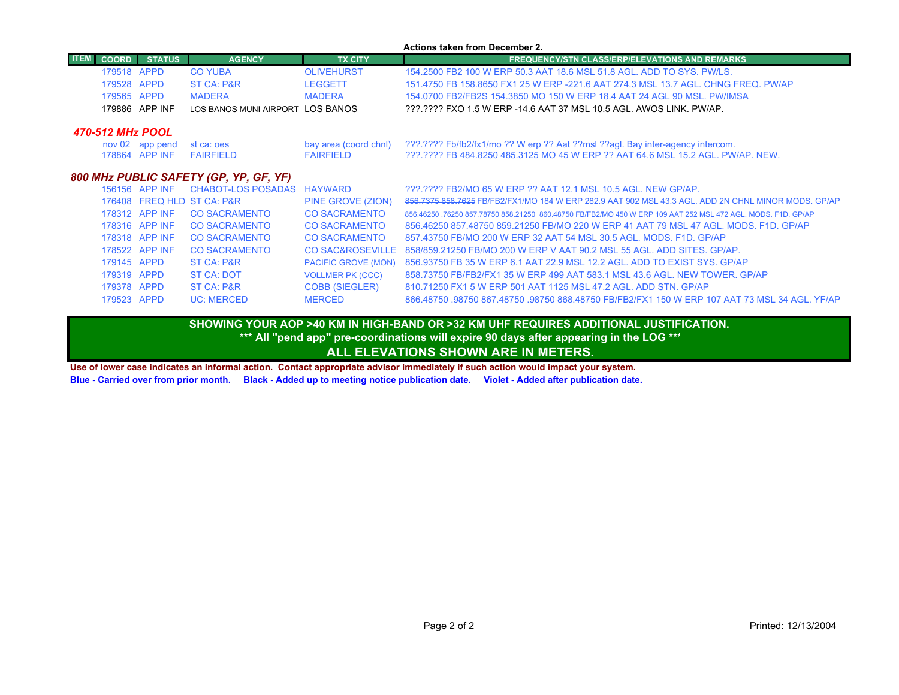**Actions taken from December 2.**

| ITEM | COORD | STATUS | AGENCY | TX CITY | FREQUENCY/STN CLASS/ERP/ELEVATIONS AND REMARKS |
|---|---|---|---|---|---|
| | 179518 | APPD | CO YUBA | OLIVEHURST | 154.2500 FB2 100 W ERP 50.3 AAT 18.6 MSL 51.8 AGL. ADD TO SYS. PW/LS. |
| | 179528 | APPD | ST CA: P&R | LEGGETT | 151.4750 FB 158.8650 FX1 25 W ERP -221.6 AAT 274.3 MSL 13.7 AGL. CHNG FREQ. PW/AP |
| | 179565 | APPD | MADERA | MADERA | 154.0700 FB2/FB2S 154.3850 MO 150 W ERP 18.4 AAT 24 AGL 90 MSL. PW/IMSA |
| | 179886 | APP INF | LOS BANOS MUNI AIRPORT | LOS BANOS | ???.???? FXO 1.5 W ERP -14.6 AAT 37 MSL 10.5 AGL. AWOS LINK. PW/AP. |
| | ***470-512 MHz POOL*** | | | | |
| | nov 02 | app pend | st ca: oes | bay area (coord chnl) | ???.???? Fb/fb2/fx1/mo ?? W erp ?? Aat ??msl ??agl. Bay inter-agency intercom. |
| | 178864 | APP INF | FAIRFIELD | FAIRFIELD | ???.???? FB 484.8250 485.3125 MO 45 W ERP ?? AAT 64.6 MSL 15.2 AGL. PW/AP. NEW. |
| | ***800 MHz PUBLIC SAFETY (GP, YP, GF, YF)*** | | | | |
| | 156156 | APP INF | CHABOT-LOS POSADAS | HAYWARD | ???.???? FB2/MO 65 W ERP ?? AAT 12.1 MSL 10.5 AGL. NEW GP/AP. |
| | 176408 | FREQ HLD | ST CA: P&R | PINE GROVE (ZION) | ~~856.7375 858.7625~~ FB/FB2/FX1/MO 184 W ERP 282.9 AAT 902 MSL 43.3 AGL. ADD 2N CHNL MINOR MODS. GP/AP |
| | 178312 | APP INF | CO SACRAMENTO | CO SACRAMENTO | 856.46250 .76250 857.78750 858.21250 860.48750 FB/FB2/MO 450 W ERP 109 AAT 252 MSL 472 AGL. MODS. F1D. GP/AP |
| | 178316 | APP INF | CO SACRAMENTO | CO SACRAMENTO | 856.46250 857.48750 859.21250 FB/MO 220 W ERP 41 AAT 79 MSL 47 AGL. MODS. F1D. GP/AP |
| | 178318 | APP INF | CO SACRAMENTO | CO SACRAMENTO | 857.43750 FB/MO 200 W ERP 32 AAT 54 MSL 30.5 AGL. MODS. F1D. GP/AP |
| | 178522 | APP INF | CO SACRAMENTO | CO SAC&ROSEVILLE | 858/859.21250 FB/MO 200 W ERP V AAT 90.2 MSL 55 AGL. ADD SITES. GP/AP. |
| | 179145 | APPD | ST CA: P&R | PACIFIC GROVE (MON) | 856.93750 FB 35 W ERP 6.1 AAT 22.9 MSL 12.2 AGL. ADD TO EXIST SYS. GP/AP |
| | 179319 | APPD | ST CA: DOT | VOLLMER PK (CCC) | 858.73750 FB/FB2/FX1 35 W ERP 499 AAT 583.1 MSL 43.6 AGL. NEW TOWER. GP/AP |
| | 179378 | APPD | ST CA: P&R | COBB (SIEGLER) | 810.71250 FX1 5 W ERP 501 AAT 1125 MSL 47.2 AGL. ADD STN. GP/AP |
| | 179523 | APPD | UC: MERCED | MERCED | 866.48750 .98750 867.48750 .98750 868.48750 FB/FB2/FX1 150 W ERP 107 AAT 73 MSL 34 AGL. YF/AP |

**SHOWING YOUR AOP >40 KM IN HIGH-BAND OR >32 KM UHF REQUIRES ADDITIONAL JUSTIFICATION.**
**\*\*\* All "pend app" pre-coordinations will expire 90 days after appearing in the LOG \*\*\***
**ALL ELEVATIONS SHOWN ARE IN METERS.**

**Use of lower case indicates an informal action. Contact appropriate advisor immediately if such action would impact your system.**

**Blue - Carried over from prior month. Black - Added up to meeting notice publication date. Violet - Added after publication date.**

Printed: 12/13/2004